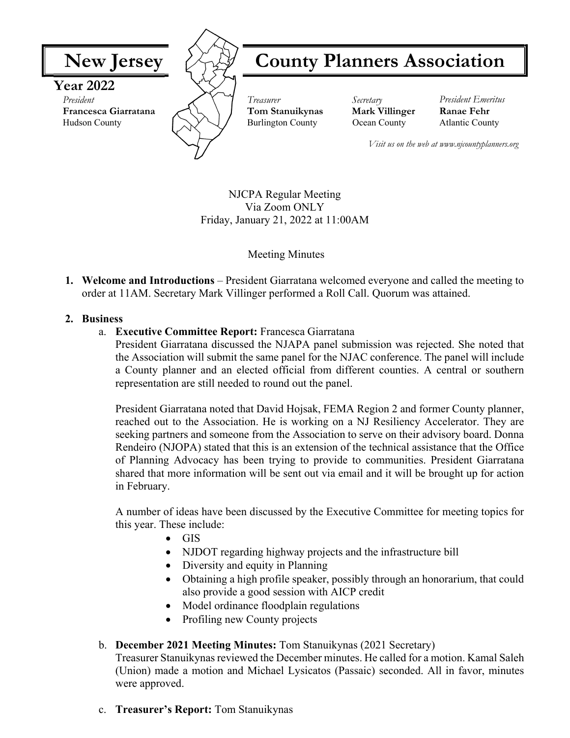# New Jersey County Planners Association

**Year 2022**

*President*
**Francesca Giarratana**
Hudson County

*Treasurer*
**Tom Stanuikynas**
Burlington County

*Secretary*
**Mark Villinger**
Ocean County

*President Emeritus*
**Ranae Fehr**
Atlantic County

*Visit us on the web at www.njcountyplanners.org*

NJCPA Regular Meeting
Via Zoom ONLY
Friday, January 21, 2022 at 11:00AM

Meeting Minutes

1. **Welcome and Introductions** – President Giarratana welcomed everyone and called the meeting to order at 11AM. Secretary Mark Villinger performed a Roll Call. Quorum was attained.

2. **Business**
   a. **Executive Committee Report:** Francesca Giarratana
   President Giarratana discussed the NJAPA panel submission was rejected. She noted that the Association will submit the same panel for the NJAC conference. The panel will include a County planner and an elected official from different counties. A central or southern representation are still needed to round out the panel.

   President Giarratana noted that David Hojsak, FEMA Region 2 and former County planner, reached out to the Association. He is working on a NJ Resiliency Accelerator. They are seeking partners and someone from the Association to serve on their advisory board. Donna Rendeiro (NJOPA) stated that this is an extension of the technical assistance that the Office of Planning Advocacy has been trying to provide to communities. President Giarratana shared that more information will be sent out via email and it will be brought up for action in February.

   A number of ideas have been discussed by the Executive Committee for meeting topics for this year. These include:
   - GIS
   - NJDOT regarding highway projects and the infrastructure bill
   - Diversity and equity in Planning
   - Obtaining a high profile speaker, possibly through an honorarium, that could also provide a good session with AICP credit
   - Model ordinance floodplain regulations
   - Profiling new County projects

   b. **December 2021 Meeting Minutes:** Tom Stanuikynas (2021 Secretary)
   Treasurer Stanuikynas reviewed the December minutes. He called for a motion. Kamal Saleh (Union) made a motion and Michael Lysicatos (Passaic) seconded. All in favor, minutes were approved.

   c. **Treasurer's Report:** Tom Stanuikynas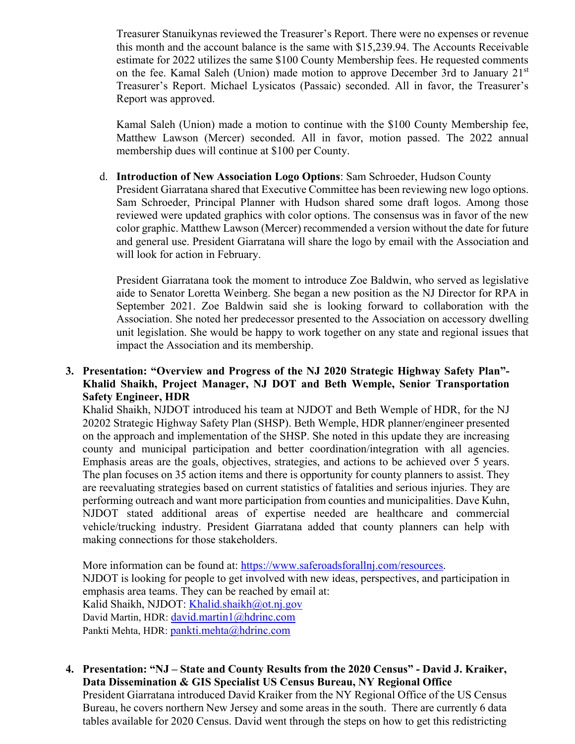Treasurer Stanuikynas reviewed the Treasurer's Report. There were no expenses or revenue this month and the account balance is the same with $15,239.94. The Accounts Receivable estimate for 2022 utilizes the same $100 County Membership fees. He requested comments on the fee. Kamal Saleh (Union) made motion to approve December 3rd to January 21st Treasurer's Report. Michael Lysicatos (Passaic) seconded. All in favor, the Treasurer's Report was approved.

Kamal Saleh (Union) made a motion to continue with the $100 County Membership fee, Matthew Lawson (Mercer) seconded. All in favor, motion passed. The 2022 annual membership dues will continue at $100 per County.

d. **Introduction of New Association Logo Options**: Sam Schroeder, Hudson County
President Giarratana shared that Executive Committee has been reviewing new logo options. Sam Schroeder, Principal Planner with Hudson shared some draft logos. Among those reviewed were updated graphics with color options. The consensus was in favor of the new color graphic. Matthew Lawson (Mercer) recommended a version without the date for future and general use. President Giarratana will share the logo by email with the Association and will look for action in February.

President Giarratana took the moment to introduce Zoe Baldwin, who served as legislative aide to Senator Loretta Weinberg. She began a new position as the NJ Director for RPA in September 2021. Zoe Baldwin said she is looking forward to collaboration with the Association. She noted her predecessor presented to the Association on accessory dwelling unit legislation. She would be happy to work together on any state and regional issues that impact the Association and its membership.

**3. Presentation: "Overview and Progress of the NJ 2020 Strategic Highway Safety Plan"- Khalid Shaikh, Project Manager, NJ DOT and Beth Wemple, Senior Transportation Safety Engineer, HDR**

Khalid Shaikh, NJDOT introduced his team at NJDOT and Beth Wemple of HDR, for the NJ 20202 Strategic Highway Safety Plan (SHSP). Beth Wemple, HDR planner/engineer presented on the approach and implementation of the SHSP. She noted in this update they are increasing county and municipal participation and better coordination/integration with all agencies. Emphasis areas are the goals, objectives, strategies, and actions to be achieved over 5 years. The plan focuses on 35 action items and there is opportunity for county planners to assist. They are reevaluating strategies based on current statistics of fatalities and serious injuries. They are performing outreach and want more participation from counties and municipalities. Dave Kuhn, NJDOT stated additional areas of expertise needed are healthcare and commercial vehicle/trucking industry. President Giarratana added that county planners can help with making connections for those stakeholders.

More information can be found at: https://www.saferoadsforallnj.com/resources.
NJDOT is looking for people to get involved with new ideas, perspectives, and participation in emphasis area teams. They can be reached by email at:
Kalid Shaikh, NJDOT: Khalid.shaikh@ot.nj.gov
David Martin, HDR: david.martin1@hdrinc.com
Pankti Mehta, HDR: pankti.mehta@hdrinc.com

**4. Presentation: "NJ – State and County Results from the 2020 Census" - David J. Kraiker, Data Dissemination & GIS Specialist US Census Bureau, NY Regional Office**

President Giarratana introduced David Kraiker from the NY Regional Office of the US Census Bureau, he covers northern New Jersey and some areas in the south. There are currently 6 data tables available for 2020 Census. David went through the steps on how to get this redistricting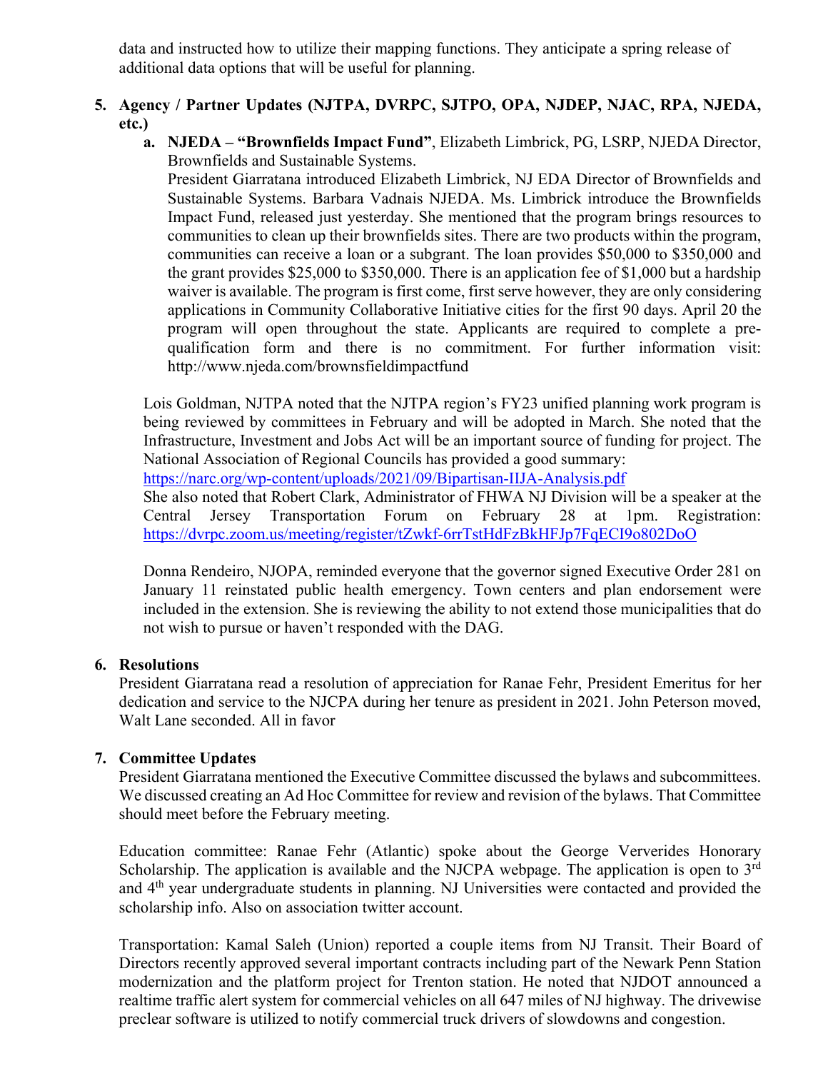data and instructed how to utilize their mapping functions. They anticipate a spring release of additional data options that will be useful for planning.

5. **Agency / Partner Updates (NJTPA, DVRPC, SJTPO, OPA, NJDEP, NJAC, RPA, NJEDA, etc.)**
   a. **NJEDA – "Brownfields Impact Fund"**, Elizabeth Limbrick, PG, LSRP, NJEDA Director, Brownfields and Sustainable Systems.
      President Giarratana introduced Elizabeth Limbrick, NJ EDA Director of Brownfields and Sustainable Systems. Barbara Vadnais NJEDA. Ms. Limbrick introduce the Brownfields Impact Fund, released just yesterday. She mentioned that the program brings resources to communities to clean up their brownfields sites. There are two products within the program, communities can receive a loan or a subgrant. The loan provides $50,000 to $350,000 and the grant provides $25,000 to $350,000. There is an application fee of $1,000 but a hardship waiver is available. The program is first come, first serve however, they are only considering applications in Community Collaborative Initiative cities for the first 90 days. April 20 the program will open throughout the state. Applicants are required to complete a pre-qualification form and there is no commitment. For further information visit: http://www.njeda.com/brownsfieldimpactfund

   Lois Goldman, NJTPA noted that the NJTPA region's FY23 unified planning work program is being reviewed by committees in February and will be adopted in March. She noted that the Infrastructure, Investment and Jobs Act will be an important source of funding for project. The National Association of Regional Councils has provided a good summary:
   https://narc.org/wp-content/uploads/2021/09/Bipartisan-IIJA-Analysis.pdf
   She also noted that Robert Clark, Administrator of FHWA NJ Division will be a speaker at the Central Jersey Transportation Forum on February 28 at 1pm. Registration: https://dvrpc.zoom.us/meeting/register/tZwkf-6rrTstHdFzBkHFJp7FqECI9o802DoO

   Donna Rendeiro, NJOPA, reminded everyone that the governor signed Executive Order 281 on January 11 reinstated public health emergency. Town centers and plan endorsement were included in the extension. She is reviewing the ability to not extend those municipalities that do not wish to pursue or haven't responded with the DAG.

6. **Resolutions**
   President Giarratana read a resolution of appreciation for Ranae Fehr, President Emeritus for her dedication and service to the NJCPA during her tenure as president in 2021. John Peterson moved, Walt Lane seconded. All in favor

7. **Committee Updates**
   President Giarratana mentioned the Executive Committee discussed the bylaws and subcommittees. We discussed creating an Ad Hoc Committee for review and revision of the bylaws. That Committee should meet before the February meeting.

   Education committee: Ranae Fehr (Atlantic) spoke about the George Ververides Honorary Scholarship. The application is available and the NJCPA webpage. The application is open to 3rd and 4th year undergraduate students in planning. NJ Universities were contacted and provided the scholarship info. Also on association twitter account.

   Transportation: Kamal Saleh (Union) reported a couple items from NJ Transit. Their Board of Directors recently approved several important contracts including part of the Newark Penn Station modernization and the platform project for Trenton station. He noted that NJDOT announced a realtime traffic alert system for commercial vehicles on all 647 miles of NJ highway. The drivewise preclear software is utilized to notify commercial truck drivers of slowdowns and congestion.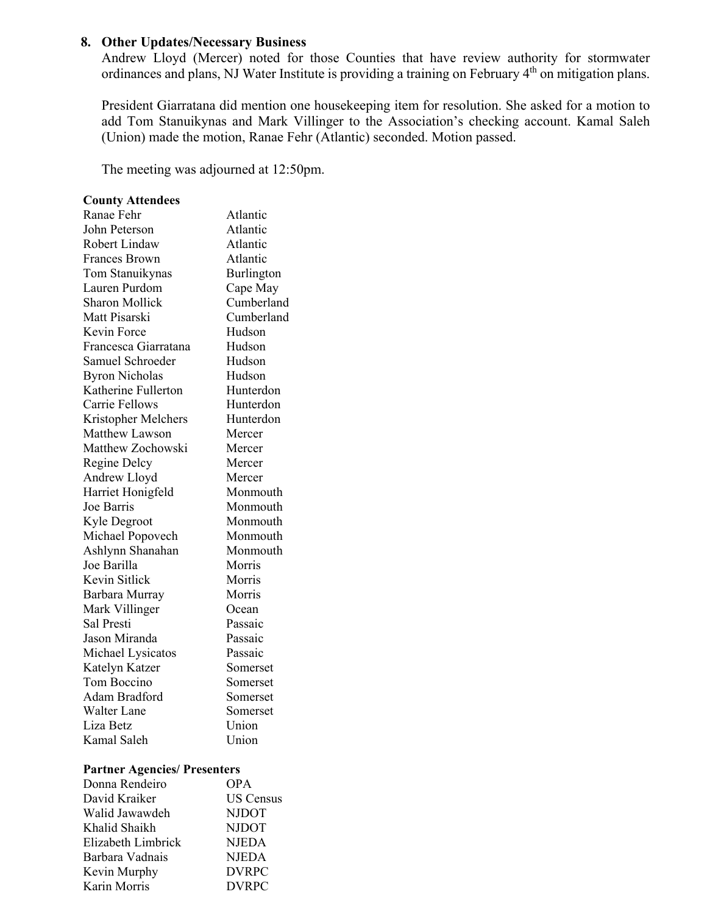8. **Other Updates/Necessary Business**

   Andrew Lloyd (Mercer) noted for those Counties that have review authority for stormwater ordinances and plans, NJ Water Institute is providing a training on February 4th on mitigation plans.

   President Giarratana did mention one housekeeping item for resolution. She asked for a motion to add Tom Stanuikynas and Mark Villinger to the Association's checking account. Kamal Saleh (Union) made the motion, Ranae Fehr (Atlantic) seconded. Motion passed.

   The meeting was adjourned at 12:50pm.

**County Attendees**

| | |
|---|---|
| Ranae Fehr | Atlantic |
| John Peterson | Atlantic |
| Robert Lindaw | Atlantic |
| Frances Brown | Atlantic |
| Tom Stanuikynas | Burlington |
| Lauren Purdom | Cape May |
| Sharon Mollick | Cumberland |
| Matt Pisarski | Cumberland |
| Kevin Force | Hudson |
| Francesca Giarratana | Hudson |
| Samuel Schroeder | Hudson |
| Byron Nicholas | Hudson |
| Katherine Fullerton | Hunterdon |
| Carrie Fellows | Hunterdon |
| Kristopher Melchers | Hunterdon |
| Matthew Lawson | Mercer |
| Matthew Zochowski | Mercer |
| Regine Delcy | Mercer |
| Andrew Lloyd | Mercer |
| Harriet Honigfeld | Monmouth |
| Joe Barris | Monmouth |
| Kyle Degroot | Monmouth |
| Michael Popovech | Monmouth |
| Ashlynn Shanahan | Monmouth |
| Joe Barilla | Morris |
| Kevin Sitlick | Morris |
| Barbara Murray | Morris |
| Mark Villinger | Ocean |
| Sal Presti | Passaic |
| Jason Miranda | Passaic |
| Michael Lysicatos | Passaic |
| Katelyn Katzer | Somerset |
| Tom Boccino | Somerset |
| Adam Bradford | Somerset |
| Walter Lane | Somerset |
| Liza Betz | Union |
| Kamal Saleh | Union |

**Partner Agencies/ Presenters**

| | |
|---|---|
| Donna Rendeiro | OPA |
| David Kraiker | US Census |
| Walid Jawawdeh | NJDOT |
| Khalid Shaikh | NJDOT |
| Elizabeth Limbrick | NJEDA |
| Barbara Vadnais | NJEDA |
| Kevin Murphy | DVRPC |
| Karin Morris | DVRPC |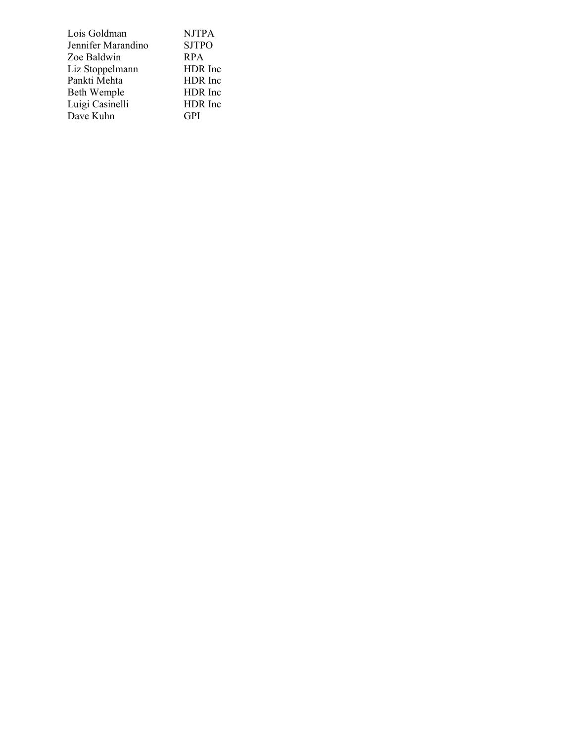| | |
|---|---|
| Lois Goldman | NJTPA |
| Jennifer Marandino | SJTPO |
| Zoe Baldwin | RPA |
| Liz Stoppelmann | HDR Inc |
| Pankti Mehta | HDR Inc |
| Beth Wemple | HDR Inc |
| Luigi Casinelli | HDR Inc |
| Dave Kuhn | GPI |